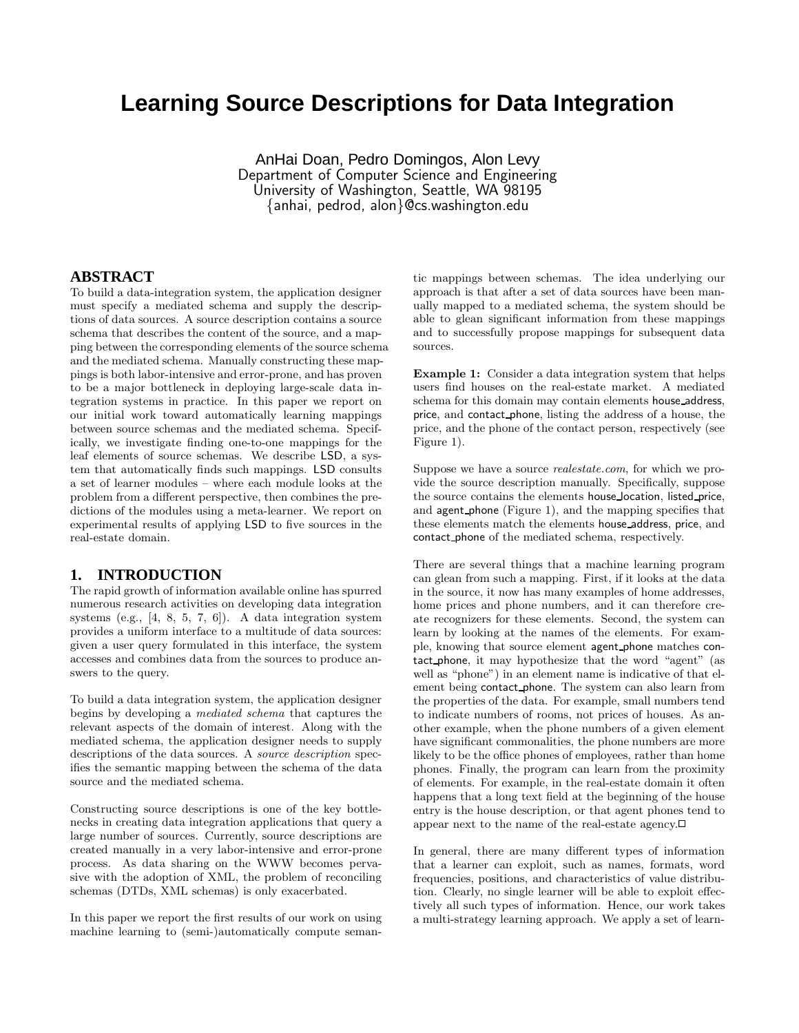# Learning Source Descriptions for Data Integration

AnHai Doan, Pedro Domingos, Alon Levy
Department of Computer Science and Engineering
University of Washington, Seattle, WA 98195
{anhai, pedrod, alon}@cs.washington.edu

## ABSTRACT

To build a data-integration system, the application designer must specify a mediated schema and supply the descriptions of data sources. A source description contains a source schema that describes the content of the source, and a mapping between the corresponding elements of the source schema and the mediated schema. Manually constructing these mappings is both labor-intensive and error-prone, and has proven to be a major bottleneck in deploying large-scale data integration systems in practice. In this paper we report on our initial work toward automatically learning mappings between source schemas and the mediated schema. Specifically, we investigate finding one-to-one mappings for the leaf elements of source schemas. We describe LSD, a system that automatically finds such mappings. LSD consults a set of learner modules – where each module looks at the problem from a different perspective, then combines the predictions of the modules using a meta-learner. We report on experimental results of applying LSD to five sources in the real-estate domain.

## 1. INTRODUCTION

The rapid growth of information available online has spurred numerous research activities on developing data integration systems (e.g., [4, 8, 5, 7, 6]). A data integration system provides a uniform interface to a multitude of data sources: given a user query formulated in this interface, the system accesses and combines data from the sources to produce answers to the query.

To build a data integration system, the application designer begins by developing a *mediated schema* that captures the relevant aspects of the domain of interest. Along with the mediated schema, the application designer needs to supply descriptions of the data sources. A *source description* specifies the semantic mapping between the schema of the data source and the mediated schema.

Constructing source descriptions is one of the key bottlenecks in creating data integration applications that query a large number of sources. Currently, source descriptions are created manually in a very labor-intensive and error-prone process. As data sharing on the WWW becomes pervasive with the adoption of XML, the problem of reconciling schemas (DTDs, XML schemas) is only exacerbated.

In this paper we report the first results of our work on using machine learning to (semi-)automatically compute semantic mappings between schemas. The idea underlying our approach is that after a set of data sources have been manually mapped to a mediated schema, the system should be able to glean significant information from these mappings and to successfully propose mappings for subsequent data sources.

**Example 1:** Consider a data integration system that helps users find houses on the real-estate market. A mediated schema for this domain may contain elements house_address, price, and contact_phone, listing the address of a house, the price, and the phone of the contact person, respectively (see Figure 1).

Suppose we have a source *realestate.com*, for which we provide the source description manually. Specifically, suppose the source contains the elements house_location, listed_price, and agent_phone (Figure 1), and the mapping specifies that these elements match the elements house_address, price, and contact_phone of the mediated schema, respectively.

There are several things that a machine learning program can glean from such a mapping. First, if it looks at the data in the source, it now has many examples of home addresses, home prices and phone numbers, and it can therefore create recognizers for these elements. Second, the system can learn by looking at the names of the elements. For example, knowing that source element agent_phone matches contact_phone, it may hypothesize that the word "agent" (as well as "phone") in an element name is indicative of that element being contact_phone. The system can also learn from the properties of the data. For example, small numbers tend to indicate numbers of rooms, not prices of houses. As another example, when the phone numbers of a given element have significant commonalities, the phone numbers are more likely to be the office phones of employees, rather than home phones. Finally, the program can learn from the proximity of elements. For example, in the real-estate domain it often happens that a long text field at the beginning of the house entry is the house description, or that agent phones tend to appear next to the name of the real-estate agency.□

In general, there are many different types of information that a learner can exploit, such as names, formats, word frequencies, positions, and characteristics of value distribution. Clearly, no single learner will be able to exploit effectively all such types of information. Hence, our work takes a multi-strategy learning approach. We apply a set of learn-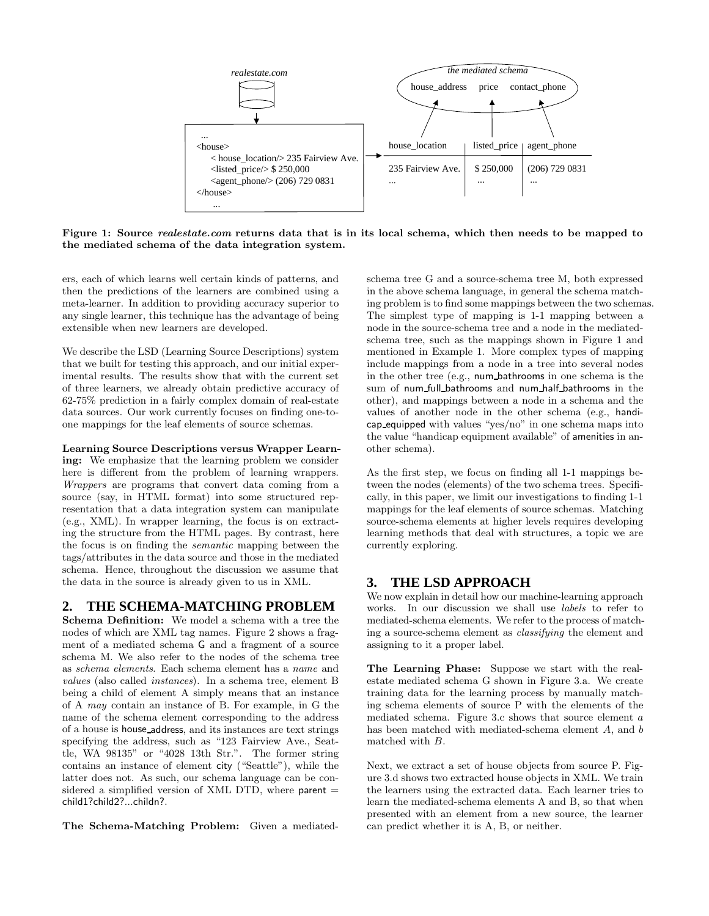**Figure 1: Source *realestate.com* returns data that is in its local schema, which then needs to be mapped to the mediated schema of the data integration system.**

ers, each of which learns well certain kinds of patterns, and then the predictions of the learners are combined using a meta-learner. In addition to providing accuracy superior to any single learner, this technique has the advantage of being extensible when new learners are developed.

We describe the LSD (Learning Source Descriptions) system that we built for testing this approach, and our initial experimental results. The results show that with the current set of three learners, we already obtain predictive accuracy of 62-75% prediction in a fairly complex domain of real-estate data sources. Our work currently focuses on finding one-to-one mappings for the leaf elements of source schemas.

**Learning Source Descriptions versus Wrapper Learning:** We emphasize that the learning problem we consider here is different from the problem of learning wrappers. *Wrappers* are programs that convert data coming from a source (say, in HTML format) into some structured representation that a data integration system can manipulate (e.g., XML). In wrapper learning, the focus is on extracting the structure from the HTML pages. By contrast, here the focus is on finding the *semantic* mapping between the tags/attributes in the data source and those in the mediated schema. Hence, throughout the discussion we assume that the data in the source is already given to us in XML.

## 2. THE SCHEMA-MATCHING PROBLEM

**Schema Definition:** We model a schema with a tree the nodes of which are XML tag names. Figure 2 shows a fragment of a mediated schema G and a fragment of a source schema M. We also refer to the nodes of the schema tree as *schema elements*. Each schema element has a *name* and *values* (also called *instances*). In a schema tree, element B being a child of element A simply means that an instance of A *may* contain an instance of B. For example, in G the name of the schema element corresponding to the address of a house is house_address, and its instances are text strings specifying the address, such as "123 Fairview Ave., Seattle, WA 98135" or "4028 13th Str.". The former string contains an instance of element city ("Seattle"), while the latter does not. As such, our schema language can be considered a simplified version of XML DTD, where parent = child1?child2?...childn?.

**The Schema-Matching Problem:** Given a mediated-schema tree G and a source-schema tree M, both expressed in the above schema language, in general the schema matching problem is to find some mappings between the two schemas. The simplest type of mapping is 1-1 mapping between a node in the source-schema tree and a node in the mediated-schema tree, such as the mappings shown in Figure 1 and mentioned in Example 1. More complex types of mapping include mappings from a node in a tree into several nodes in the other tree (e.g., num_bathrooms in one schema is the sum of num_full_bathrooms and num_half_bathrooms in the other), and mappings between a node in a schema and the values of another node in the other schema (e.g., handicap_equipped with values "yes/no" in one schema maps into the value "handicap equipment available" of amenities in another schema).

As the first step, we focus on finding all 1-1 mappings between the nodes (elements) of the two schema trees. Specifically, in this paper, we limit our investigations to finding 1-1 mappings for the leaf elements of source schemas. Matching source-schema elements at higher levels requires developing learning methods that deal with structures, a topic we are currently exploring.

## 3. THE LSD APPROACH

We now explain in detail how our machine-learning approach works. In our discussion we shall use *labels* to refer to mediated-schema elements. We refer to the process of matching a source-schema element as *classifying* the element and assigning to it a proper label.

**The Learning Phase:** Suppose we start with the real-estate mediated schema G shown in Figure 3.a. We create training data for the learning process by manually matching schema elements of source P with the elements of the mediated schema. Figure 3.c shows that source element *a* has been matched with mediated-schema element *A*, and *b* matched with *B*.

Next, we extract a set of house objects from source P. Figure 3.d shows two extracted house objects in XML. We train the learners using the extracted data. Each learner tries to learn the mediated-schema elements A and B, so that when presented with an element from a new source, the learner can predict whether it is A, B, or neither.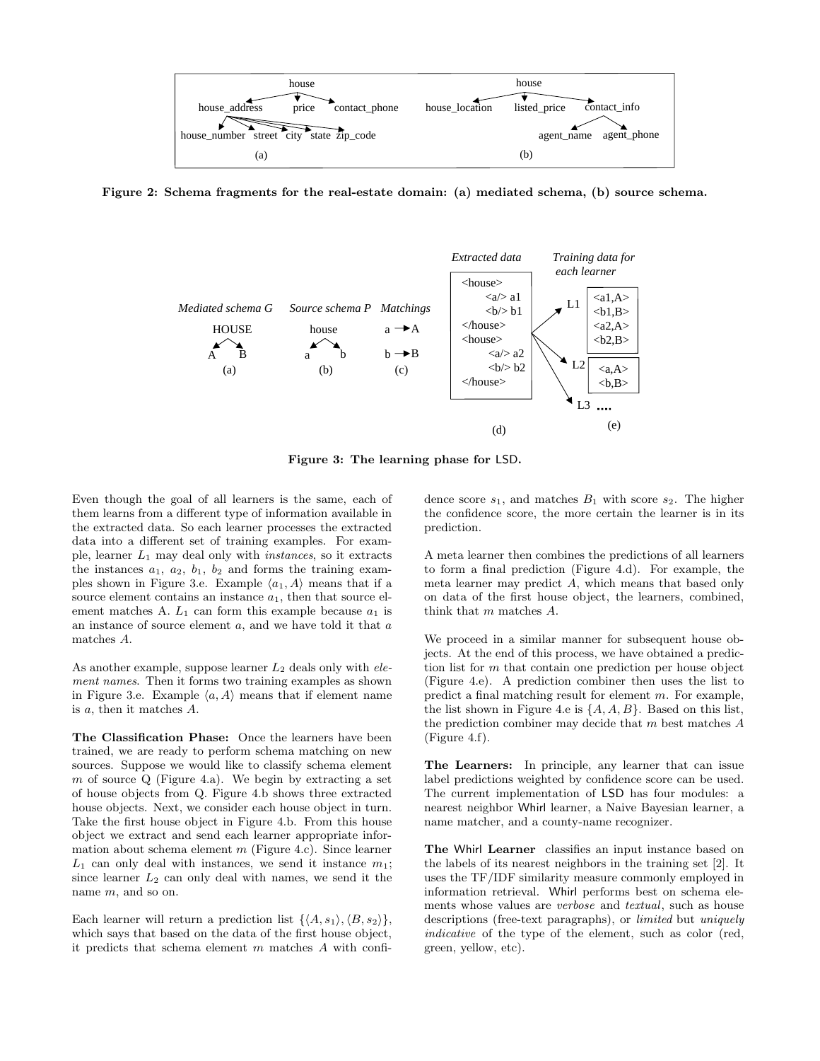Figure 2: Schema fragments for the real-estate domain: (a) mediated schema, (b) source schema.

Figure 3: The learning phase for LSD.

Even though the goal of all learners is the same, each of them learns from a different type of information available in the extracted data. So each learner processes the extracted data into a different set of training examples. For example, learner $L_1$ may deal only with *instances*, so it extracts the instances $a_1$, $a_2$, $b_1$, $b_2$ and forms the training examples shown in Figure 3.e. Example $\langle a_1, A\rangle$ means that if a source element contains an instance $a_1$, then that source element matches A. $L_1$ can form this example because $a_1$ is an instance of source element $a$, and we have told it that $a$ matches $A$.

As another example, suppose learner $L_2$ deals only with *element names*. Then it forms two training examples as shown in Figure 3.e. Example $\langle a, A\rangle$ means that if element name is $a$, then it matches $A$.

**The Classification Phase:** Once the learners have been trained, we are ready to perform schema matching on new sources. Suppose we would like to classify schema element $m$ of source Q (Figure 4.a). We begin by extracting a set of house objects from Q. Figure 4.b shows three extracted house objects. Next, we consider each house object in turn. Take the first house object in Figure 4.b. From this house object we extract and send each learner appropriate information about schema element $m$ (Figure 4.c). Since learner $L_1$ can only deal with instances, we send it instance $m_1$; since learner $L_2$ can only deal with names, we send it the name $m$, and so on.

Each learner will return a prediction list $\{\langle A, s_1\rangle, \langle B, s_2\rangle\}$, which says that based on the data of the first house object, it predicts that schema element $m$ matches $A$ with confidence score $s_1$, and matches $B_1$ with score $s_2$. The higher the confidence score, the more certain the learner is in its prediction.

A meta learner then combines the predictions of all learners to form a final prediction (Figure 4.d). For example, the meta learner may predict $A$, which means that based only on data of the first house object, the learners, combined, think that $m$ matches $A$.

We proceed in a similar manner for subsequent house objects. At the end of this process, we have obtained a prediction list for $m$ that contain one prediction per house object (Figure 4.e). A prediction combiner then uses the list to predict a final matching result for element $m$. For example, the list shown in Figure 4.e is $\{A, A, B\}$. Based on this list, the prediction combiner may decide that $m$ best matches $A$ (Figure 4.f).

**The Learners:** In principle, any learner that can issue label predictions weighted by confidence score can be used. The current implementation of LSD has four modules: a nearest neighbor Whirl learner, a Naive Bayesian learner, a name matcher, and a county-name recognizer.

**The Whirl Learner** classifies an input instance based on the labels of its nearest neighbors in the training set [2]. It uses the TF/IDF similarity measure commonly employed in information retrieval. Whirl performs best on schema elements whose values are *verbose* and *textual*, such as house descriptions (free-text paragraphs), or *limited* but *uniquely indicative* of the type of the element, such as color (red, green, yellow, etc).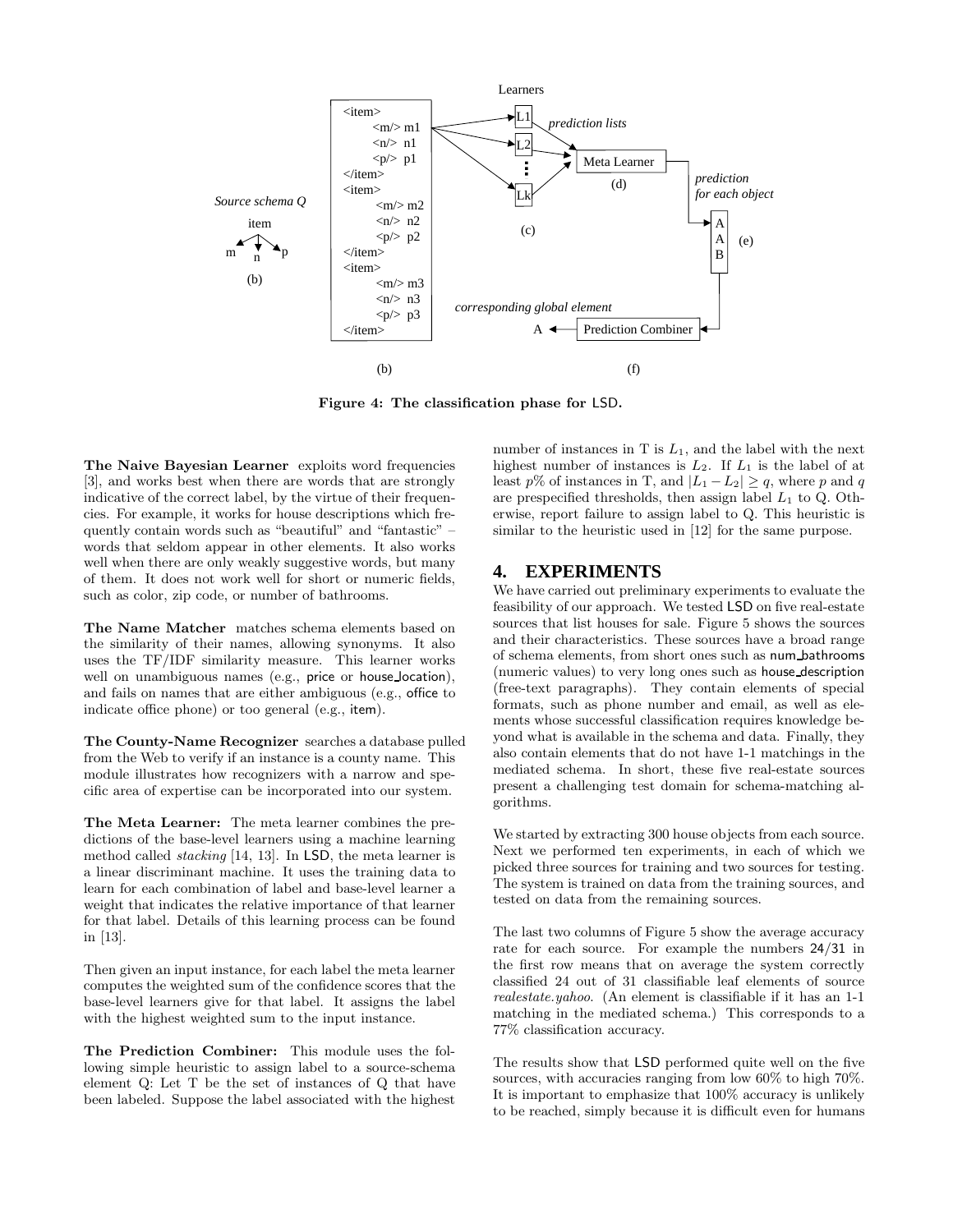Figure 4: The classification phase for LSD.

**The Naive Bayesian Learner** exploits word frequencies [3], and works best when there are words that are strongly indicative of the correct label, by the virtue of their frequencies. For example, it works for house descriptions which frequently contain words such as "beautiful" and "fantastic" – words that seldom appear in other elements. It also works well when there are only weakly suggestive words, but many of them. It does not work well for short or numeric fields, such as color, zip code, or number of bathrooms.

**The Name Matcher** matches schema elements based on the similarity of their names, allowing synonyms. It also uses the TF/IDF similarity measure. This learner works well on unambiguous names (e.g., price or house_location), and fails on names that are either ambiguous (e.g., office to indicate office phone) or too general (e.g., item).

**The County-Name Recognizer** searches a database pulled from the Web to verify if an instance is a county name. This module illustrates how recognizers with a narrow and specific area of expertise can be incorporated into our system.

**The Meta Learner:** The meta learner combines the predictions of the base-level learners using a machine learning method called *stacking* [14, 13]. In LSD, the meta learner is a linear discriminant machine. It uses the training data to learn for each combination of label and base-level learner a weight that indicates the relative importance of that learner for that label. Details of this learning process can be found in [13].

Then given an input instance, for each label the meta learner computes the weighted sum of the confidence scores that the base-level learners give for that label. It assigns the label with the highest weighted sum to the input instance.

**The Prediction Combiner:** This module uses the following simple heuristic to assign label to a source-schema element Q: Let T be the set of instances of Q that have been labeled. Suppose the label associated with the highest number of instances in T is $L_1$, and the label with the next highest number of instances is $L_2$. If $L_1$ is the label of at least $p\%$ of instances in T, and $|L_1 - L_2| \geq q$, where $p$ and $q$ are prespecified thresholds, then assign label $L_1$ to Q. Otherwise, report failure to assign label to Q. This heuristic is similar to the heuristic used in [12] for the same purpose.

## 4. EXPERIMENTS

We have carried out preliminary experiments to evaluate the feasibility of our approach. We tested LSD on five real-estate sources that list houses for sale. Figure 5 shows the sources and their characteristics. These sources have a broad range of schema elements, from short ones such as num_bathrooms (numeric values) to very long ones such as house_description (free-text paragraphs). They contain elements of special formats, such as phone number and email, as well as elements whose successful classification requires knowledge beyond what is available in the schema and data. Finally, they also contain elements that do not have 1-1 matchings in the mediated schema. In short, these five real-estate sources present a challenging test domain for schema-matching algorithms.

We started by extracting 300 house objects from each source. Next we performed ten experiments, in each of which we picked three sources for training and two sources for testing. The system is trained on data from the training sources, and tested on data from the remaining sources.

The last two columns of Figure 5 show the average accuracy rate for each source. For example the numbers 24/31 in the first row means that on average the system correctly classified 24 out of 31 classifiable leaf elements of source *realestate.yahoo*. (An element is classifiable if it has an 1-1 matching in the mediated schema.) This corresponds to a 77% classification accuracy.

The results show that LSD performed quite well on the five sources, with accuracies ranging from low 60% to high 70%. It is important to emphasize that 100% accuracy is unlikely to be reached, simply because it is difficult even for humans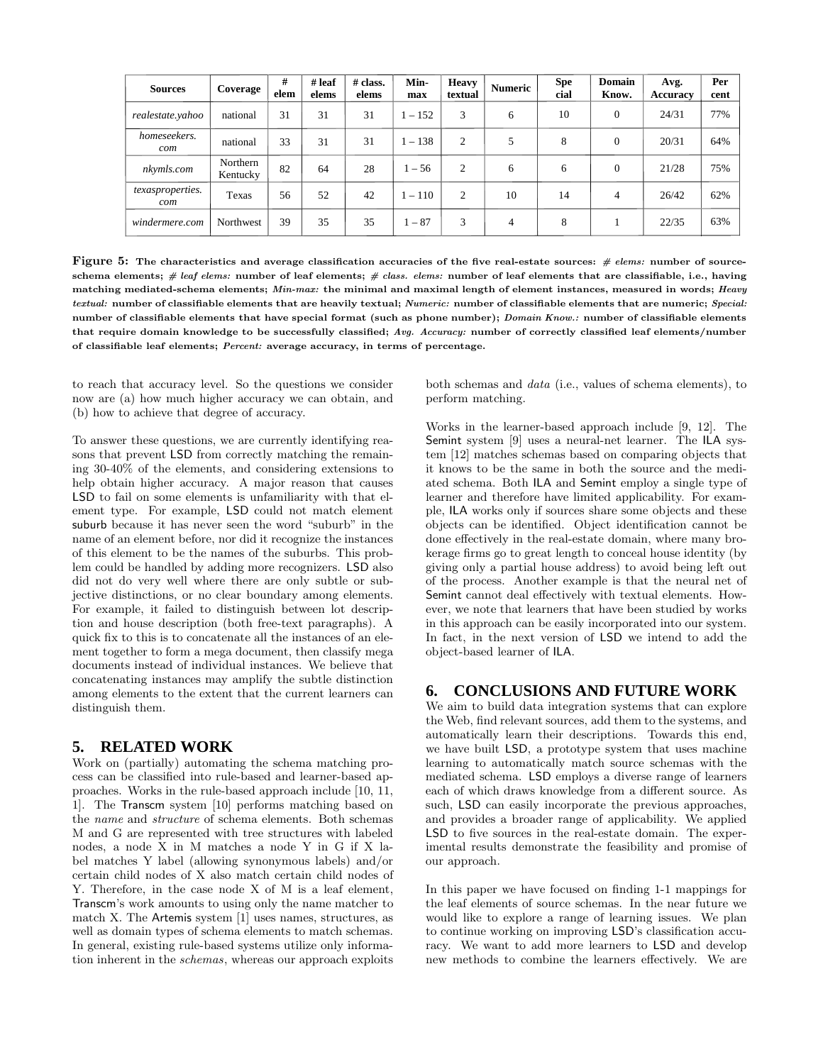| Sources | Coverage | # elem | # leaf elems | # class. elems | Min-max | Heavy textual | Numeric | Special | Domain Know. | Avg. Accuracy | Per cent |
|---|---|---|---|---|---|---|---|---|---|---|---|
| *realestate.yahoo* | national | 31 | 31 | 31 | 1 – 152 | 3 | 6 | 10 | 0 | 24/31 | 77% |
| *homeseekers.com* | national | 33 | 31 | 31 | 1 – 138 | 2 | 5 | 8 | 0 | 20/31 | 64% |
| *nkymls.com* | Northern Kentucky | 82 | 64 | 28 | 1 – 56 | 2 | 6 | 6 | 0 | 21/28 | 75% |
| *texasproperties.com* | Texas | 56 | 52 | 42 | 1 – 110 | 2 | 10 | 14 | 4 | 26/42 | 62% |
| *windermere.com* | Northwest | 39 | 35 | 35 | 1 – 87 | 3 | 4 | 8 | 1 | 22/35 | 63% |

**Figure 5: The characteristics and average classification accuracies of the five real-estate sources: *# elems:* number of source-schema elements; *# leaf elems:* number of leaf elements; *# class. elems:* number of leaf elements that are classifiable, i.e., having matching mediated-schema elements; *Min-max:* the minimal and maximal length of element instances, measured in words; *Heavy textual:* number of classifiable elements that are heavily textual; *Numeric:* number of classifiable elements that are numeric; *Special:* number of classifiable elements that have special format (such as phone number); *Domain Know.:* number of classifiable elements that require domain knowledge to be successfully classified; *Avg. Accuracy:* number of correctly classified leaf elements/number of classifiable leaf elements; *Percent:* average accuracy, in terms of percentage.**

to reach that accuracy level. So the questions we consider now are (a) how much higher accuracy we can obtain, and (b) how to achieve that degree of accuracy.

To answer these questions, we are currently identifying reasons that prevent LSD from correctly matching the remaining 30-40% of the elements, and considering extensions to help obtain higher accuracy. A major reason that causes LSD to fail on some elements is unfamiliarity with that element type. For example, LSD could not match element suburb because it has never seen the word "suburb" in the name of an element before, nor did it recognize the instances of this element to be the names of the suburbs. This problem could be handled by adding more recognizers. LSD also did not do very well where there are only subtle or subjective distinctions, or no clear boundary among elements. For example, it failed to distinguish between lot description and house description (both free-text paragraphs). A quick fix to this is to concatenate all the instances of an element together to form a mega document, then classify mega documents instead of individual instances. We believe that concatenating instances may amplify the subtle distinction among elements to the extent that the current learners can distinguish them.

## 5. RELATED WORK

Work on (partially) automating the schema matching process can be classified into rule-based and learner-based approaches. Works in the rule-based approach include [10, 11, 1]. The Transcm system [10] performs matching based on the *name* and *structure* of schema elements. Both schemas M and G are represented with tree structures with labeled nodes, a node X in M matches a node Y in G if X label matches Y label (allowing synonymous labels) and/or certain child nodes of X also match certain child nodes of Y. Therefore, in the case node X of M is a leaf element, Transcm's work amounts to using only the name matcher to match X. The Artemis system [1] uses names, structures, as well as domain types of schema elements to match schemas. In general, existing rule-based systems utilize only information inherent in the *schemas*, whereas our approach exploits both schemas and *data* (i.e., values of schema elements), to perform matching.

Works in the learner-based approach include [9, 12]. The Semint system [9] uses a neural-net learner. The ILA system [12] matches schemas based on comparing objects that it knows to be the same in both the source and the mediated schema. Both ILA and Semint employ a single type of learner and therefore have limited applicability. For example, ILA works only if sources share some objects and these objects can be identified. Object identification cannot be done effectively in the real-estate domain, where many brokerage firms go to great length to conceal house identity (by giving only a partial house address) to avoid being left out of the process. Another example is that the neural net of Semint cannot deal effectively with textual elements. However, we note that learners that have been studied by works in this approach can be easily incorporated into our system. In fact, in the next version of LSD we intend to add the object-based learner of ILA.

## 6. CONCLUSIONS AND FUTURE WORK

We aim to build data integration systems that can explore the Web, find relevant sources, add them to the systems, and automatically learn their descriptions. Towards this end, we have built LSD, a prototype system that uses machine learning to automatically match source schemas with the mediated schema. LSD employs a diverse range of learners each of which draws knowledge from a different source. As such, LSD can easily incorporate the previous approaches, and provides a broader range of applicability. We applied LSD to five sources in the real-estate domain. The experimental results demonstrate the feasibility and promise of our approach.

In this paper we have focused on finding 1-1 mappings for the leaf elements of source schemas. In the near future we would like to explore a range of learning issues. We plan to continue working on improving LSD's classification accuracy. We want to add more learners to LSD and develop new methods to combine the learners effectively. We are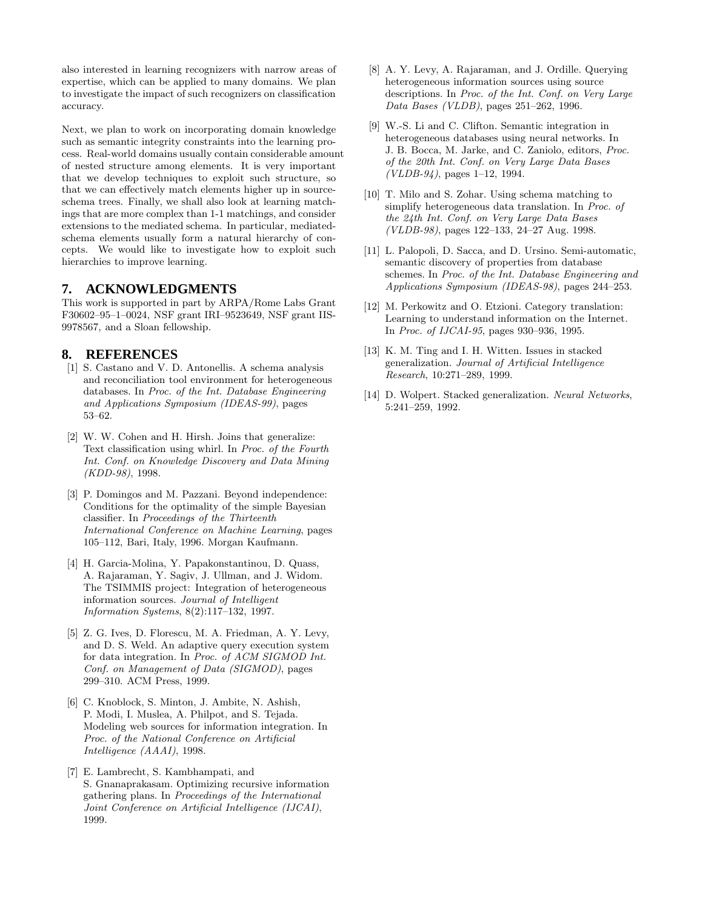also interested in learning recognizers with narrow areas of expertise, which can be applied to many domains. We plan to investigate the impact of such recognizers on classification accuracy.

Next, we plan to work on incorporating domain knowledge such as semantic integrity constraints into the learning process. Real-world domains usually contain considerable amount of nested structure among elements. It is very important that we develop techniques to exploit such structure, so that we can effectively match elements higher up in source-schema trees. Finally, we shall also look at learning matchings that are more complex than 1-1 matchings, and consider extensions to the mediated schema. In particular, mediated-schema elements usually form a natural hierarchy of concepts. We would like to investigate how to exploit such hierarchies to improve learning.

## 7. ACKNOWLEDGMENTS

This work is supported in part by ARPA/Rome Labs Grant F30602–95–1–0024, NSF grant IRI–9523649, NSF grant IIS-9978567, and a Sloan fellowship.

## 8. REFERENCES

[1] S. Castano and V. D. Antonellis. A schema analysis and reconciliation tool environment for heterogeneous databases. In *Proc. of the Int. Database Engineering and Applications Symposium (IDEAS-99)*, pages 53–62.

[2] W. W. Cohen and H. Hirsh. Joins that generalize: Text classification using whirl. In *Proc. of the Fourth Int. Conf. on Knowledge Discovery and Data Mining (KDD-98)*, 1998.

[3] P. Domingos and M. Pazzani. Beyond independence: Conditions for the optimality of the simple Bayesian classifier. In *Proceedings of the Thirteenth International Conference on Machine Learning*, pages 105–112, Bari, Italy, 1996. Morgan Kaufmann.

[4] H. Garcia-Molina, Y. Papakonstantinou, D. Quass, A. Rajaraman, Y. Sagiv, J. Ullman, and J. Widom. The TSIMMIS project: Integration of heterogeneous information sources. *Journal of Intelligent Information Systems*, 8(2):117–132, 1997.

[5] Z. G. Ives, D. Florescu, M. A. Friedman, A. Y. Levy, and D. S. Weld. An adaptive query execution system for data integration. In *Proc. of ACM SIGMOD Int. Conf. on Management of Data (SIGMOD)*, pages 299–310. ACM Press, 1999.

[6] C. Knoblock, S. Minton, J. Ambite, N. Ashish, P. Modi, I. Muslea, A. Philpot, and S. Tejada. Modeling web sources for information integration. In *Proc. of the National Conference on Artificial Intelligence (AAAI)*, 1998.

[7] E. Lambrecht, S. Kambhampati, and S. Gnanaprakasam. Optimizing recursive information gathering plans. In *Proceedings of the International Joint Conference on Artificial Intelligence (IJCAI)*, 1999.

[8] A. Y. Levy, A. Rajaraman, and J. Ordille. Querying heterogeneous information sources using source descriptions. In *Proc. of the Int. Conf. on Very Large Data Bases (VLDB)*, pages 251–262, 1996.

[9] W.-S. Li and C. Clifton. Semantic integration in heterogeneous databases using neural networks. In J. B. Bocca, M. Jarke, and C. Zaniolo, editors, *Proc. of the 20th Int. Conf. on Very Large Data Bases (VLDB-94)*, pages 1–12, 1994.

[10] T. Milo and S. Zohar. Using schema matching to simplify heterogeneous data translation. In *Proc. of the 24th Int. Conf. on Very Large Data Bases (VLDB-98)*, pages 122–133, 24–27 Aug. 1998.

[11] L. Palopoli, D. Sacca, and D. Ursino. Semi-automatic, semantic discovery of properties from database schemes. In *Proc. of the Int. Database Engineering and Applications Symposium (IDEAS-98)*, pages 244–253.

[12] M. Perkowitz and O. Etzioni. Category translation: Learning to understand information on the Internet. In *Proc. of IJCAI-95*, pages 930–936, 1995.

[13] K. M. Ting and I. H. Witten. Issues in stacked generalization. *Journal of Artificial Intelligence Research*, 10:271–289, 1999.

[14] D. Wolpert. Stacked generalization. *Neural Networks*, 5:241–259, 1992.